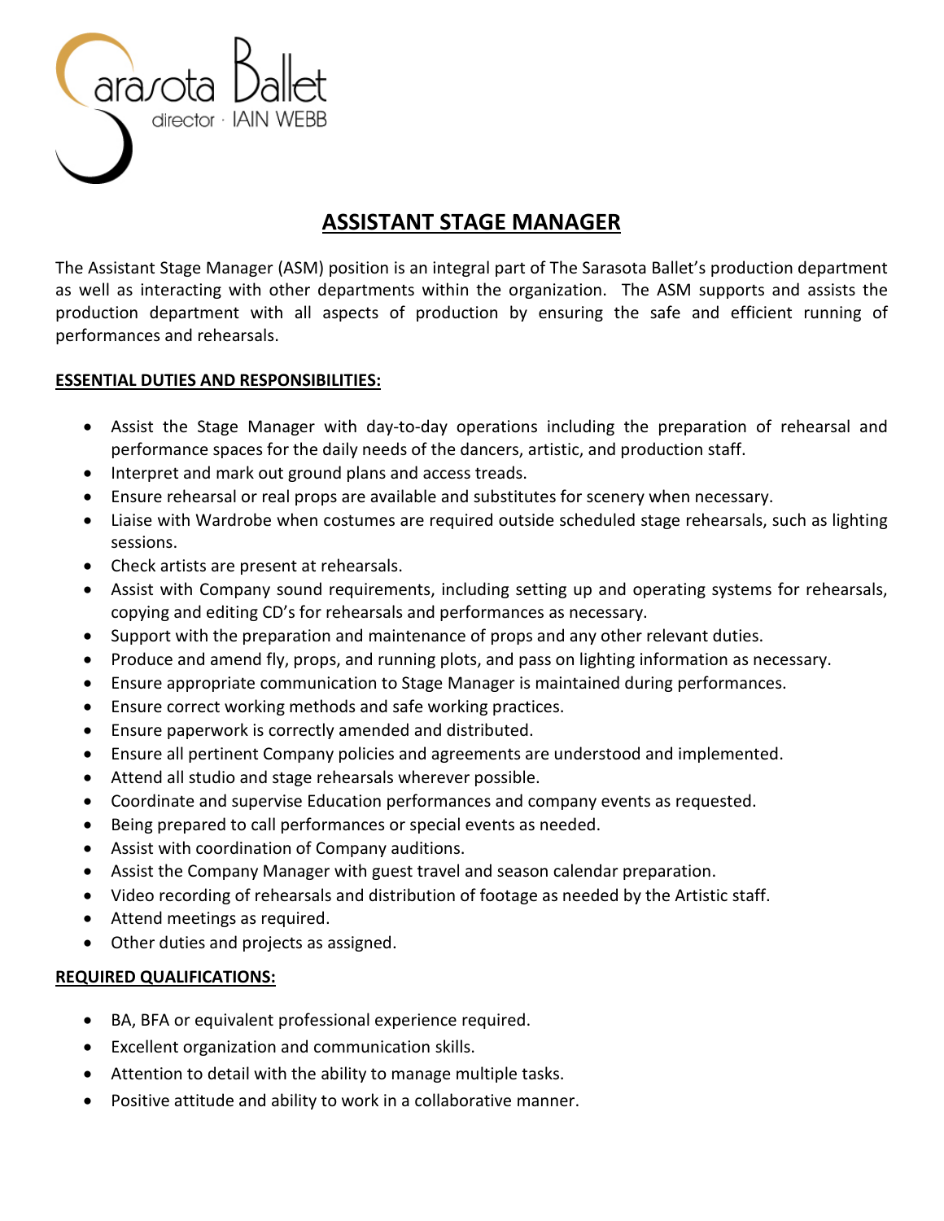Sarasota Ballet
director · IAIN WEBB

# ASSISTANT STAGE MANAGER

The Assistant Stage Manager (ASM) position is an integral part of The Sarasota Ballet's production department as well as interacting with other departments within the organization. The ASM supports and assists the production department with all aspects of production by ensuring the safe and efficient running of performances and rehearsals.

## ESSENTIAL DUTIES AND RESPONSIBILITIES:

- Assist the Stage Manager with day-to-day operations including the preparation of rehearsal and performance spaces for the daily needs of the dancers, artistic, and production staff.
- Interpret and mark out ground plans and access treads.
- Ensure rehearsal or real props are available and substitutes for scenery when necessary.
- Liaise with Wardrobe when costumes are required outside scheduled stage rehearsals, such as lighting sessions.
- Check artists are present at rehearsals.
- Assist with Company sound requirements, including setting up and operating systems for rehearsals, copying and editing CD's for rehearsals and performances as necessary.
- Support with the preparation and maintenance of props and any other relevant duties.
- Produce and amend fly, props, and running plots, and pass on lighting information as necessary.
- Ensure appropriate communication to Stage Manager is maintained during performances.
- Ensure correct working methods and safe working practices.
- Ensure paperwork is correctly amended and distributed.
- Ensure all pertinent Company policies and agreements are understood and implemented.
- Attend all studio and stage rehearsals wherever possible.
- Coordinate and supervise Education performances and company events as requested.
- Being prepared to call performances or special events as needed.
- Assist with coordination of Company auditions.
- Assist the Company Manager with guest travel and season calendar preparation.
- Video recording of rehearsals and distribution of footage as needed by the Artistic staff.
- Attend meetings as required.
- Other duties and projects as assigned.

## REQUIRED QUALIFICATIONS:

- BA, BFA or equivalent professional experience required.
- Excellent organization and communication skills.
- Attention to detail with the ability to manage multiple tasks.
- Positive attitude and ability to work in a collaborative manner.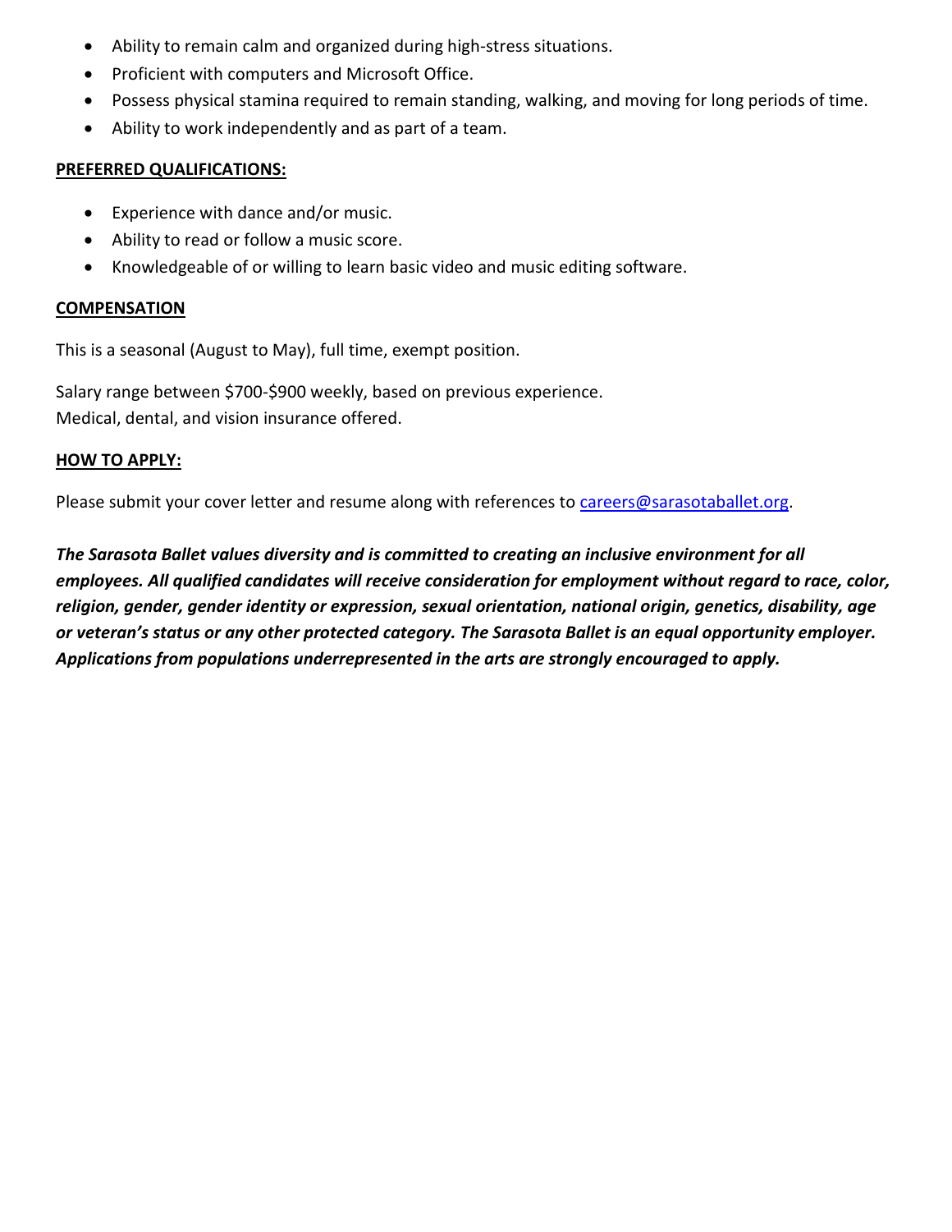- Ability to remain calm and organized during high-stress situations.
- Proficient with computers and Microsoft Office.
- Possess physical stamina required to remain standing, walking, and moving for long periods of time.
- Ability to work independently and as part of a team.

**PREFERRED QUALIFICATIONS:**

- Experience with dance and/or music.
- Ability to read or follow a music score.
- Knowledgeable of or willing to learn basic video and music editing software.

**COMPENSATION**

This is a seasonal (August to May), full time, exempt position.

Salary range between $700-$900 weekly, based on previous experience.
Medical, dental, and vision insurance offered.

**HOW TO APPLY:**

Please submit your cover letter and resume along with references to careers@sarasotaballet.org.

***The Sarasota Ballet values diversity and is committed to creating an inclusive environment for all employees. All qualified candidates will receive consideration for employment without regard to race, color, religion, gender, gender identity or expression, sexual orientation, national origin, genetics, disability, age or veteran's status or any other protected category. The Sarasota Ballet is an equal opportunity employer. Applications from populations underrepresented in the arts are strongly encouraged to apply.***